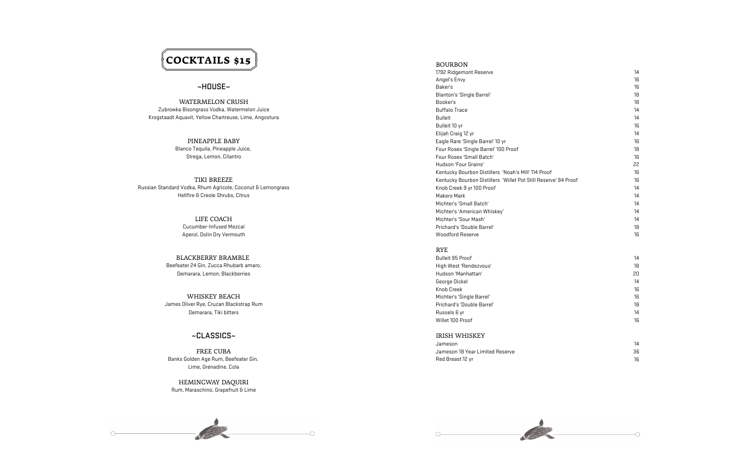# COCKTAILS $15

## ~HOUSE~

### WATERMELON CRUSH

Zubrowka Bisongrass Vodka, Watermelon Juice
Krogstaadt Aquavit, Yellow Chartreuse, Lime, Angostura

### PINEAPPLE BABY

Blanco Tequila, Pineapple Juice,
Strega, Lemon, Cilantro

### TIKI BREEZE

Russian Standard Vodka, Rhum Agricole, Coconut & Lemongrass
Hellfire & Creole Shrubs, Citrus

### LIFE COACH

Cucumber-Infused Mezcal
Aperol, Dolin Dry Vermouth

### BLACKBERRY BRAMBLE

Beefeater 24 Gin, Zucca Rhubarb amaro,
Demarara, Lemon, Blackberries

### WHISKEY BEACH

James Oliver Rye, Cruzan Blackstrap Rum
Demarara, Tiki bitters

## ~CLASSICS~

### FREE CUBA

Banks Golden Age Rum, Beefeater Gin,
Lime, Grenadine, Cola

### HEMINGWAY DAQUIRI

Rum, Maraschino, Grapefruit & Lime

## BOURBON

| | |
|---|---|
| 1792 Ridgemont Reserve | 14 |
| Angel's Envy | 16 |
| Baker's | 16 |
| Blanton's 'Single Barrel' | 18 |
| Booker's | 18 |
| Buffalo Trace | 14 |
| Bulleit | 14 |
| Bulleit 10 yr | 16 |
| Elijah Craig 12 yr | 14 |
| Eagle Rare 'Single Barrel' 10 yr | 16 |
| Four Roses 'Single Barrel' 100 Proof | 18 |
| Four Roses 'Small Batch' | 16 |
| Hudson 'Four Grains' | 22 |
| Kentucky Bourbon Distillers 'Noah's Mill' 114 Proof | 16 |
| Kentucky Bourbon Distillers 'Willet Pot Still Reserve' 94 Proof | 16 |
| Knob Creek 9 yr 100 Proof | 14 |
| Makers Mark | 14 |
| Michter's 'Small Batch' | 14 |
| Michter's 'American Whiskey' | 14 |
| Michter's 'Sour Mash' | 14 |
| Prichard's 'Double Barrel' | 18 |
| Woodford Reserve | 16 |

## RYE

| | |
|---|---|
| Bulleit 95 Proof | 14 |
| High West 'Rendezvous' | 18 |
| Hudson 'Manhattan' | 20 |
| George Dickel | 14 |
| Knob Creek | 16 |
| Michter's 'Single Barrel' | 16 |
| Prichard's 'Double Barrel' | 18 |
| Russels 6 yr | 14 |
| Willet 100 Proof | 16 |

## IRISH WHISKEY

| | |
|---|---|
| Jameson | 14 |
| Jameson 18 Year Limited Reserve | 36 |
| Red Breast 12 yr | 16 |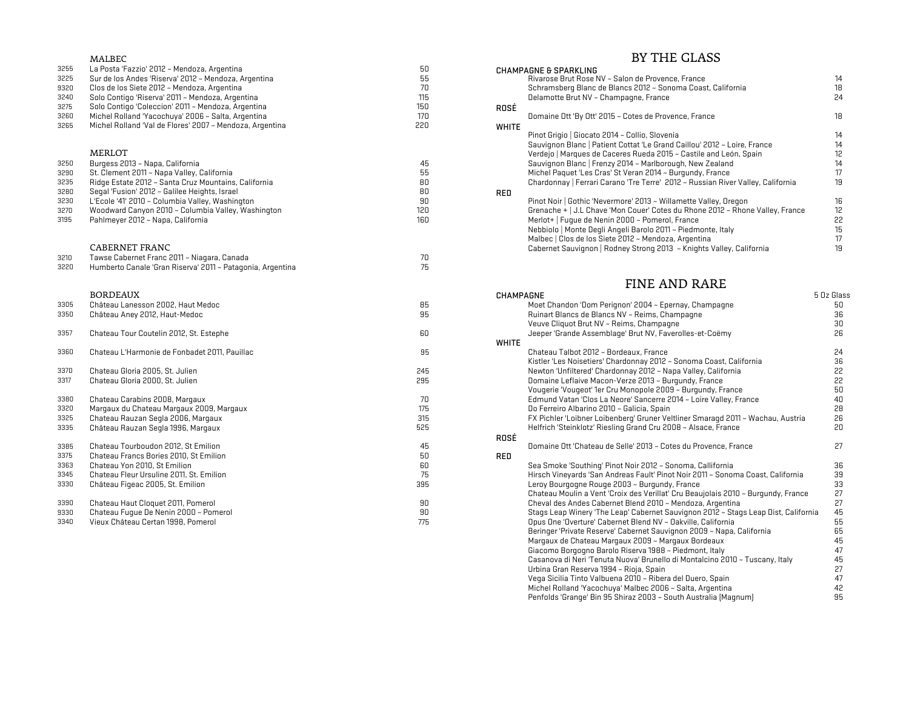## MALBEC

| | | |
|---|---|---|
| 3255 | La Posta 'Fazzio' 2012 ~ Mendoza, Argentina | 50 |
| 3225 | Sur de los Andes 'Riserva' 2012 ~ Mendoza, Argentina | 55 |
| 9320 | Clos de los Siete 2012 ~ Mendoza, Argentina | 70 |
| 3240 | Solo Contigo 'Riserva' 2011 ~ Mendoza, Argentina | 115 |
| 3275 | Solo Contigo 'Coleccion' 2011 ~ Mendoza, Argentina | 150 |
| 3260 | Michel Rolland 'Yacochuya' 2006 ~ Salta, Argentina | 170 |
| 3265 | Michel Rolland 'Val de Flores' 2007 ~ Mendoza, Argentina | 220 |

## MERLOT

| | | |
|---|---|---|
| 3250 | Burgess 2013 ~ Napa, California | 45 |
| 3290 | St. Clement 2011 ~ Napa Valley, California | 55 |
| 3235 | Ridge Estate 2012 ~ Santa Cruz Mountains, California | 80 |
| 3280 | Segal 'Fusion' 2012 ~ Galilee Heights, Israel | 80 |
| 3230 | L'Ecole '41' 2010 ~ Columbia Valley, Washington | 90 |
| 3270 | Woodward Canyon 2010 ~ Columbia Valley, Washington | 120 |
| 3195 | Pahlmeyer 2012 ~ Napa, California | 160 |

## CABERNET FRANC

| | | |
|---|---|---|
| 3210 | Tawse Cabernet Franc 2011 ~ Niagara, Canada | 70 |
| 3220 | Humberto Canale 'Gran Riserva' 2011 ~ Patagonia, Argentina | 75 |

## BORDEAUX

| | | |
|---|---|---|
| 3305 | Château Lanesson 2002, Haut Medoc | 85 |
| 3350 | Château Aney 2012, Haut-Medoc | 95 |
| 3357 | Chateau Tour Coutelin 2012, St. Estephe | 60 |
| 3360 | Chateau L'Harmonie de Fonbadet 2011, Pauillac | 95 |
| 3370 | Chateau Gloria 2005, St. Julien | 245 |
| 3317 | Chateau Gloria 2000, St. Julien | 295 |
| 3380 | Chateau Carabins 2008, Margaux | 70 |
| 3320 | Margaux du Chateau Margaux 2009, Margaux | 175 |
| 3325 | Chateau Rauzan Segla 2006, Margaux | 315 |
| 3335 | Château Rauzan Segla 1996, Margaux | 525 |
| 3385 | Chateau Tourboudon 2012, St Emilion | 45 |
| 3375 | Chateau Francs Bories 2010, St Emilion | 50 |
| 3363 | Chateau Yon 2010, St Emilion | 60 |
| 3345 | Chateau Fleur Ursuline 2011, St. Emilion | 75 |
| 3330 | Château Figeac 2005, St. Emilion | 395 |
| 3390 | Chateau Haut Cloquet 2011, Pomerol | 90 |
| 9330 | Chateau Fugue De Nenin 2000 ~ Pomerol | 90 |
| 3340 | Vieux Château Certan 1998, Pomerol | 775 |

# BY THE GLASS

### CHAMPAGNE & SPARKLING

| | |
|---|---|
| Rivarose Brut Rose NV ~ Salon de Provence, France | 14 |
| Schramsberg Blanc de Blancs 2012 ~ Sonoma Coast, California | 18 |
| Delamotte Brut NV ~ Champagne, France | 24 |

### ROSÉ

| | |
|---|---|
| Domaine Ott 'By Ott' 2015 ~ Cotes de Provence, France | 18 |

### WHITE

| | |
|---|---|
| Pinot Grigio \| Giocato 2014 ~ Collio, Slovenia | 14 |
| Sauvignon Blanc \| Patient Cottat 'Le Grand Caillou' 2012 ~ Loire, France | 14 |
| Verdejo \| Marques de Caceres Rueda 2015 ~ Castile and León, Spain | 12 |
| Sauvignon Blanc \| Frenzy 2014 ~ Marlborough, New Zealand | 14 |
| Michel Paquet 'Les Cras' St Veran 2014 ~ Burgundy, France | 17 |
| Chardonnay \| Ferrari Carano 'Tre Terre' 2012 ~ Russian River Valley, California | 19 |

### RED

| | |
|---|---|
| Pinot Noir \| Gothic 'Nevermore' 2013 ~ Willamette Valley, Oregon | 16 |
| Grenache + \| J.L Chave 'Mon Couer' Cotes du Rhone 2012 ~ Rhone Valley, France | 12 |
| Merlot+ \| Fugue de Nenin 2000 ~ Pomerol, France | 22 |
| Nebbiolo \| Monte Degli Angeli Barolo 2011 ~ Piedmonte, Italy | 15 |
| Malbec \| Clos de los Siete 2012 ~ Mendoza, Argentina | 17 |
| Cabernet Sauvignon \| Rodney Strong 2013 ~ Knights Valley, California | 19 |

# FINE AND RARE

### CHAMPAGNE

| | 5 Oz Glass |
|---|---|
| Moet Chandon 'Dom Perignon' 2004 ~ Epernay, Champagne | 50 |
| Ruinart Blancs de Blancs NV ~ Reims, Champagne | 36 |
| Veuve Cliquot Brut NV ~ Reims, Champagne | 30 |
| Jeeper 'Grande Assemblage' Brut NV, Faverolles-et-Coëmy | 26 |

### WHITE

| | |
|---|---|
| Chateau Talbot 2012 ~ Bordeaux, France | 24 |
| Kistler 'Les Noisetiers' Chardonnay 2012 ~ Sonoma Coast, California | 36 |
| Newton 'Unfiltered' Chardonnay 2012 ~ Napa Valley, California | 22 |
| Domaine Leflaive Macon-Verze 2013 ~ Burgundy, France | 22 |
| Vougerie 'Vougeot' 1er Cru Monopole 2009 ~ Burgundy, France | 50 |
| Edmund Vatan 'Clos La Neore' Sancerre 2014 ~ Loire Valley, France | 40 |
| Do Ferreiro Albarino 2010 ~ Galicia, Spain | 28 |
| FX Pichler 'Loibner Loibenberg' Gruner Veltliner Smaragd 2011 ~ Wachau, Austria | 26 |
| Helfrich 'Steinklotz' Riesling Grand Cru 2008 ~ Alsace, France | 20 |

### ROSÉ

| | |
|---|---|
| Domaine Ott 'Chateau de Selle' 2013 ~ Cotes du Provence, France | 27 |

### RED

| | |
|---|---|
| Sea Smoke 'Southing' Pinot Noir 2012 ~ Sonoma, Callifornia | 36 |
| Hirsch Vineyards 'San Andreas Fault' Pinot Noir 2011 ~ Sonoma Coast, California | 39 |
| Leroy Bourgogne Rouge 2003 ~ Burgundy, France | 33 |
| Chateau Moulin a Vent 'Croix des Verillat' Cru Beaujolais 2010 ~ Burgundy, France | 27 |
| Cheval des Andes Cabernet Blend 2010 ~ Mendoza, Argentina | 27 |
| Stags Leap Winery 'The Leap' Cabernet Sauvignon 2012 ~ Stags Leap Dist, California | 45 |
| Opus One 'Overture' Cabernet Blend NV ~ Oakville, California | 55 |
| Beringer 'Private Reserve' Cabernet Sauvignon 2009 ~ Napa, California | 65 |
| Margaux de Chateau Margaux 2009 ~ Margaux Bordeaux | 45 |
| Giacomo Borgogno Barolo Riserva 1988 ~ Piedmont, Italy | 47 |
| Casanova di Neri 'Tenuta Nuova' Brunello di Montalcino 2010 ~ Tuscany, Italy | 45 |
| Urbina Gran Reserva 1994 ~ Rioja, Spain | 27 |
| Vega Sicilia Tinto Valbuena 2010 ~ Ribera del Duero, Spain | 47 |
| Michel Rolland 'Yacochuya' Malbec 2006 ~ Salta, Argentina | 42 |
| Penfolds 'Grange' Bin 95 Shiraz 2003 ~ South Australia (Magnum) | 95 |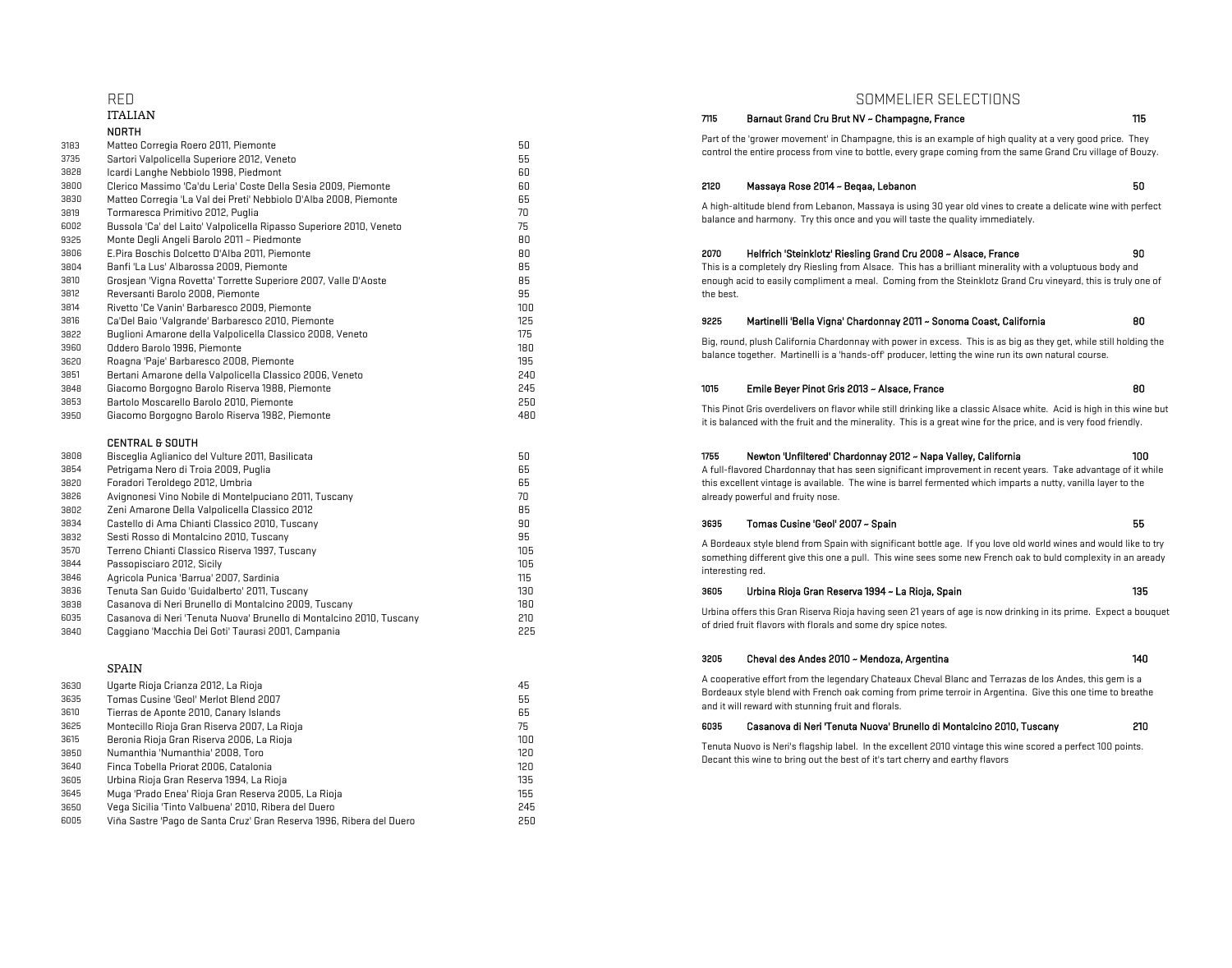# RED

## ITALIAN

### NORTH

| | | |
|---|---|---|
| 3183 | Matteo Corregia Roero 2011, Piemonte | 50 |
| 3735 | Sartori Valpolicella Superiore 2012, Veneto | 55 |
| 3828 | Icardi Langhe Nebbiolo 1998, Piedmont | 60 |
| 3800 | Clerico Massimo 'Ca'du Leria' Coste Della Sesia 2009, Piemonte | 60 |
| 3830 | Matteo Corregia 'La Val dei Preti' Nebbiolo D'Alba 2008, Piemonte | 65 |
| 3819 | Tormaresca Primitivo 2012, Puglia | 70 |
| 6002 | Bussola 'Ca' del Laito' Valpolicella Ripasso Superiore 2010, Veneto | 75 |
| 9325 | Monte Degli Angeli Barolo 2011 ~ Piedmonte | 80 |
| 3806 | E.Pira Boschis Dolcetto D'Alba 2011, Piemonte | 80 |
| 3804 | Banfi 'La Lus' Albarossa 2009, Piemonte | 85 |
| 3810 | Grosjean 'Vigna Rovetta' Torrette Superiore 2007, Valle D'Aoste | 85 |
| 3812 | Reversanti Barolo 2008, Piemonte | 95 |
| 3814 | Rivetto 'Ce Vanin' Barbaresco 2009, Piemonte | 100 |
| 3816 | Ca'Del Baio 'Valgrande' Barbaresco 2010, Piemonte | 125 |
| 3822 | Buglioni Amarone della Valpolicella Classico 2008, Veneto | 175 |
| 3960 | Oddero Barolo 1996, Piemonte | 180 |
| 3620 | Roagna 'Paje' Barbaresco 2008, Piemonte | 195 |
| 3851 | Bertani Amarone della Valpolicella Classico 2006, Veneto | 240 |
| 3848 | Giacomo Borgogno Barolo Riserva 1988, Piemonte | 245 |
| 3853 | Bartolo Moscarello Barolo 2010, Piemonte | 250 |
| 3950 | Giacomo Borgogno Barolo Riserva 1982, Piemonte | 480 |

### CENTRAL & SOUTH

| | | |
|---|---|---|
| 3808 | Bisceglia Aglianico del Vulture 2011, Basilicata | 50 |
| 3854 | Petrigama Nero di Troia 2009, Puglia | 65 |
| 3820 | Foradori Teroldego 2012, Umbria | 65 |
| 3826 | Avignonesi Vino Nobile di Montelpuciano 2011, Tuscany | 70 |
| 3802 | Zeni Amarone Della Valpolicella Classico 2012 | 85 |
| 3834 | Castello di Ama Chianti Classico 2010, Tuscany | 90 |
| 3832 | Sesti Rosso di Montalcino 2010, Tuscany | 95 |
| 3570 | Terreno Chianti Classico Riserva 1997, Tuscany | 105 |
| 3844 | Passopisciaro 2012, Sicily | 105 |
| 3846 | Agricola Punica 'Barrua' 2007, Sardinia | 115 |
| 3836 | Tenuta San Guido 'Guidalberto' 2011, Tuscany | 130 |
| 3838 | Casanova di Neri Brunello di Montalcino 2009, Tuscany | 180 |
| 6035 | Casanova di Neri 'Tenuta Nuova' Brunello di Montalcino 2010, Tuscany | 210 |
| 3840 | Caggiano 'Macchia Dei Goti' Taurasi 2001, Campania | 225 |

## SPAIN

| | | |
|---|---|---|
| 3630 | Ugarte Rioja Crianza 2012, La Rioja | 45 |
| 3635 | Tomas Cusine 'Geol' Merlot Blend 2007 | 55 |
| 3610 | Tierras de Aponte 2010, Canary Islands | 65 |
| 3625 | Montecillo Rioja Gran Riserva 2007, La Rioja | 75 |
| 3615 | Beronia Rioja Gran Riserva 2006, La Rioja | 100 |
| 3850 | Numanthia 'Numanthia' 2008, Toro | 120 |
| 3640 | Finca Tobella Priorat 2006, Catalonia | 120 |
| 3605 | Urbina Rioja Gran Reserva 1994, La Rioja | 135 |
| 3645 | Muga 'Prado Enea' Rioja Gran Reserva 2005, La Rioja | 155 |
| 3650 | Vega Sicilia 'Tinto Valbuena' 2010, Ribera del Duero | 245 |
| 6005 | Viña Sastre 'Pago de Santa Cruz' Gran Reserva 1996, Ribera del Duero | 250 |

# SOMMELIER SELECTIONS

**7115 — Barnaut Grand Cru Brut NV ~ Champagne, France — 115**

Part of the 'grower movement' in Champagne, this is an example of high quality at a very good price. They control the entire process from vine to bottle, every grape coming from the same Grand Cru village of Bouzy.

**2120 — Massaya Rose 2014 ~ Beqaa, Lebanon — 50**

A high-altitude blend from Lebanon, Massaya is using 30 year old vines to create a delicate wine with perfect balance and harmony. Try this once and you will taste the quality immediately.

**2070 — Helfrich 'Steinklotz' Riesling Grand Cru 2008 ~ Alsace, France — 90**

This is a completely dry Riesling from Alsace. This has a brilliant minerality with a voluptuous body and enough acid to easily compliment a meal. Coming from the Steinklotz Grand Cru vineyard, this is truly one of the best.

**9225 — Martinelli 'Bella Vigna' Chardonnay 2011 ~ Sonoma Coast, California — 80**

Big, round, plush California Chardonnay with power in excess. This is as big as they get, while still holding the balance together. Martinelli is a 'hands-off' producer, letting the wine run its own natural course.

**1015 — Emile Beyer Pinot Gris 2013 ~ Alsace, France — 80**

This Pinot Gris overdelivers on flavor while still drinking like a classic Alsace white. Acid is high in this wine but it is balanced with the fruit and the minerality. This is a great wine for the price, and is very food friendly.

**1755 — Newton 'Unfiltered' Chardonnay 2012 ~ Napa Valley, California — 100**

A full-flavored Chardonnay that has seen significant improvement in recent years. Take advantage of it while this excellent vintage is available. The wine is barrel fermented which imparts a nutty, vanilla layer to the already powerful and fruity nose.

**3635 — Tomas Cusine 'Geol' 2007 ~ Spain — 55**

A Bordeaux style blend from Spain with significant bottle age. If you love old world wines and would like to try something different give this one a pull. This wine sees some new French oak to buld complexity in an aready interesting red.

**3605 — Urbina Rioja Gran Reserva 1994 ~ La Rioja, Spain — 135**

Urbina offers this Gran Riserva Rioja having seen 21 years of age is now drinking in its prime. Expect a bouquet of dried fruit flavors with florals and some dry spice notes.

**3205 — Cheval des Andes 2010 ~ Mendoza, Argentina — 140**

A cooperative effort from the legendary Chateaux Cheval Blanc and Terrazas de los Andes, this gem is a Bordeaux style blend with French oak coming from prime terroir in Argentina. Give this one time to breathe and it will reward with stunning fruit and florals.

**6035 — Casanova di Neri 'Tenuta Nuova' Brunello di Montalcino 2010, Tuscany — 210**

Tenuta Nuovo is Neri's flagship label. In the excellent 2010 vintage this wine scored a perfect 100 points. Decant this wine to bring out the best of it's tart cherry and earthy flavors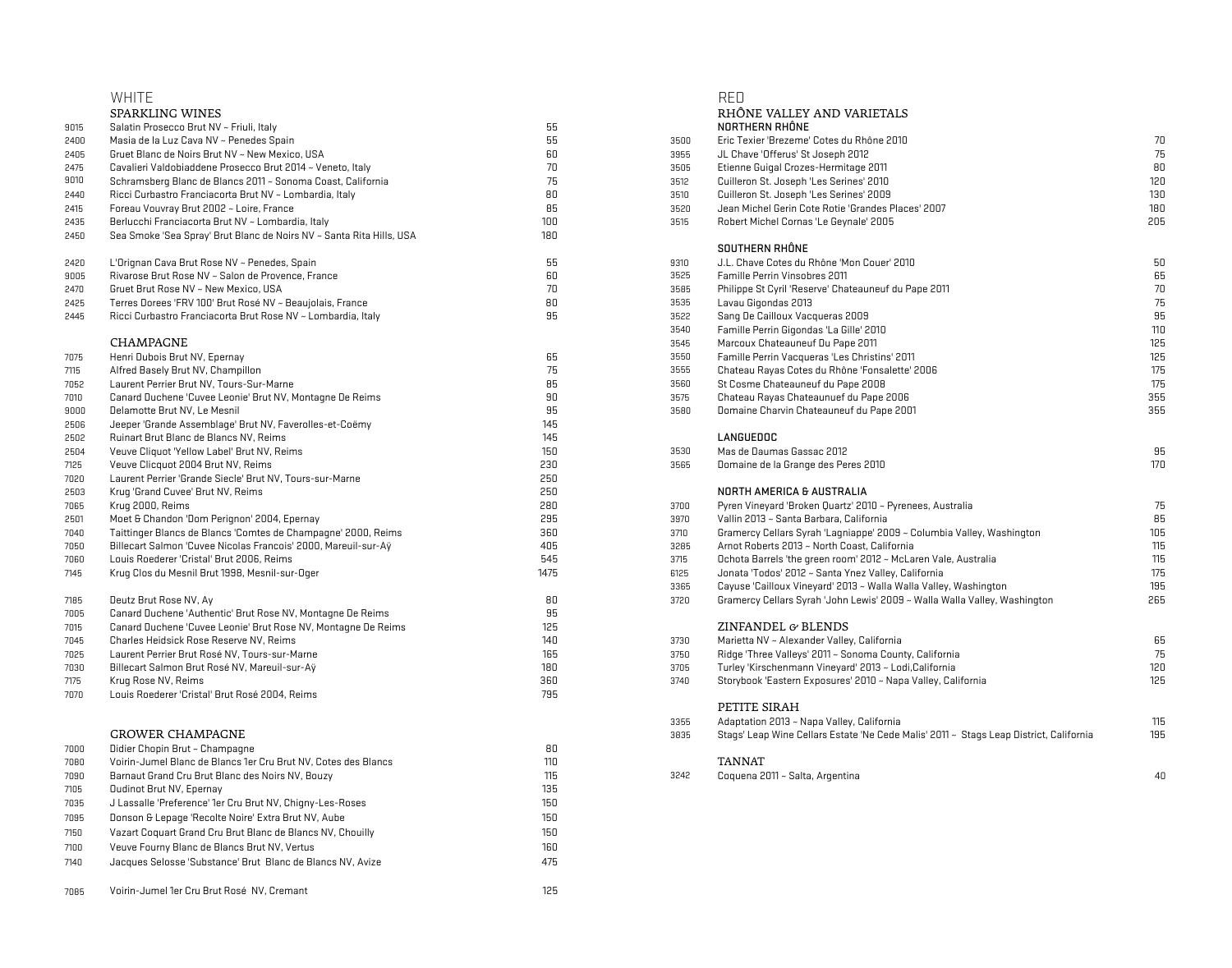# WHITE

## SPARKLING WINES

| | | |
|---|---|---|
| 9015 | Salatin Prosecco Brut NV ~ Friuli, Italy | 55 |
| 2400 | Masia de la Luz Cava NV ~ Penedes Spain | 55 |
| 2405 | Gruet Blanc de Noirs Brut NV ~ New Mexico, USA | 60 |
| 2475 | Cavalieri Valdobiaddene Prosecco Brut 2014 ~ Veneto, Italy | 70 |
| 9010 | Schramsberg Blanc de Blancs 2011 ~ Sonoma Coast, California | 75 |
| 2440 | Ricci Curbastro Franciacorta Brut NV ~ Lombardia, Italy | 80 |
| 2415 | Foreau Vouvray Brut 2002 ~ Loire, France | 85 |
| 2435 | Berlucchi Franciacorta Brut NV ~ Lombardia, Italy | 100 |
| 2450 | Sea Smoke 'Sea Spray' Brut Blanc de Noirs NV ~ Santa Rita Hills, USA | 180 |
| | | |
| 2420 | L'Orignan Cava Brut Rose NV ~ Penedes, Spain | 55 |
| 9005 | Rivarose Brut Rose NV ~ Salon de Provence, France | 60 |
| 2470 | Gruet Brut Rose NV ~ New Mexico, USA | 70 |
| 2425 | Terres Dorees 'FRV 100' Brut Rosé NV ~ Beaujolais, France | 80 |
| 2445 | Ricci Curbastro Franciacorta Brut Rose NV ~ Lombardia, Italy | 95 |

## CHAMPAGNE

| | | |
|---|---|---|
| 7075 | Henri Dubois Brut NV, Epernay | 65 |
| 7115 | Alfred Basely Brut NV, Champillon | 75 |
| 7052 | Laurent Perrier Brut NV, Tours-Sur-Marne | 85 |
| 7010 | Canard Duchene 'Cuvee Leonie' Brut NV, Montagne De Reims | 90 |
| 9000 | Delamotte Brut NV, Le Mesnil | 95 |
| 2506 | Jeeper 'Grande Assemblage' Brut NV, Faverolles-et-Coëmy | 145 |
| 2502 | Ruinart Brut Blanc de Blancs NV, Reims | 145 |
| 2504 | Veuve Cliquot 'Yellow Label' Brut NV, Reims | 150 |
| 7125 | Veuve Clicquot 2004 Brut NV, Reims | 230 |
| 7020 | Laurent Perrier 'Grande Siecle' Brut NV, Tours-sur-Marne | 250 |
| 2503 | Krug 'Grand Cuvee' Brut NV, Reims | 250 |
| 7065 | Krug 2000, Reims | 280 |
| 2501 | Moet & Chandon 'Dom Perignon' 2004, Epernay | 295 |
| 7040 | Taittinger Blancs de Blancs 'Comtes de Champagne' 2000, Reims | 360 |
| 7050 | Billecart Salmon 'Cuvee Nicolas Francois' 2000, Mareuil-sur-Aÿ | 405 |
| 7060 | Louis Roederer 'Cristal' Brut 2006, Reims | 545 |
| 7145 | Krug Clos du Mesnil Brut 1998, Mesnil-sur-Oger | 1475 |
| | | |
| 7185 | Deutz Brut Rose NV, Ay | 80 |
| 7005 | Canard Duchene 'Authentic' Brut Rose NV, Montagne De Reims | 95 |
| 7015 | Canard Duchene 'Cuvee Leonie' Brut Rose NV, Montagne De Reims | 125 |
| 7045 | Charles Heidsick Rose Reserve NV, Reims | 140 |
| 7025 | Laurent Perrier Brut Rosé NV, Tours-sur-Marne | 165 |
| 7030 | Billecart Salmon Brut Rosé NV, Mareuil-sur-Aÿ | 180 |
| 7175 | Krug Rose NV, Reims | 360 |
| 7070 | Louis Roederer 'Cristal' Brut Rosé 2004, Reims | 795 |

## GROWER CHAMPAGNE

| | | |
|---|---|---|
| 7000 | Didier Chopin Brut ~ Champagne | 80 |
| 7080 | Voirin-Jumel Blanc de Blancs 1er Cru Brut NV, Cotes des Blancs | 110 |
| 7090 | Barnaut Grand Cru Brut Blanc des Noirs NV, Bouzy | 115 |
| 7105 | Oudinot Brut NV, Epernay | 135 |
| 7035 | J Lassalle 'Preference' 1er Cru Brut NV, Chigny-Les-Roses | 150 |
| 7095 | Donson & Lepage 'Recolte Noire' Extra Brut NV, Aube | 150 |
| 7150 | Vazart Coquart Grand Cru Brut Blanc de Blancs NV, Chouilly | 150 |
| 7100 | Veuve Fourny Blanc de Blancs Brut NV, Vertus | 160 |
| 7140 | Jacques Selosse 'Substance' Brut Blanc de Blancs NV, Avize | 475 |
| | | |
| 7085 | Voirin-Jumel 1er Cru Brut Rosé NV, Cremant | 125 |

# RED

## RHÔNE VALLEY AND VARIETALS

### NORTHERN RHÔNE

| | | |
|---|---|---|
| 3500 | Eric Texier 'Brezeme' Cotes du Rhône 2010 | 70 |
| 3955 | JL Chave 'Offerus' St Joseph 2012 | 75 |
| 3505 | Etienne Guigal Crozes-Hermitage 2011 | 80 |
| 3512 | Cuilleron St. Joseph 'Les Serines' 2010 | 120 |
| 3510 | Cuilleron St. Joseph 'Les Serines' 2009 | 130 |
| 3520 | Jean Michel Gerin Cote Rotie 'Grandes Places' 2007 | 180 |
| 3515 | Robert Michel Cornas 'Le Geynale' 2005 | 205 |

### SOUTHERN RHÔNE

| | | |
|---|---|---|
| 9310 | J.L. Chave Cotes du Rhône 'Mon Couer' 2010 | 50 |
| 3525 | Famille Perrin Vinsobres 2011 | 65 |
| 3585 | Philippe St Cyril 'Reserve' Chateauneuf du Pape 2011 | 70 |
| 3535 | Lavau Gigondas 2013 | 75 |
| 3522 | Sang De Cailloux Vacqueras 2009 | 95 |
| 3540 | Famille Perrin Gigondas 'La Gille' 2010 | 110 |
| 3545 | Marcoux Chateauneuf Du Pape 2011 | 125 |
| 3550 | Famille Perrin Vacqueras 'Les Christins' 2011 | 125 |
| 3555 | Chateau Rayas Cotes du Rhône 'Fonsalette' 2006 | 175 |
| 3560 | St Cosme Chateauneuf du Pape 2008 | 175 |
| 3575 | Chateau Rayas Chateaunuef du Pape 2006 | 355 |
| 3580 | Domaine Charvin Chateauneuf du Pape 2001 | 355 |

### LANGUEDOC

| | | |
|---|---|---|
| 3530 | Mas de Daumas Gassac 2012 | 95 |
| 3565 | Domaine de la Grange des Peres 2010 | 170 |

### NORTH AMERICA & AUSTRALIA

| | | |
|---|---|---|
| 3700 | Pyren Vineyard 'Broken Quartz' 2010 ~ Pyrenees, Australia | 75 |
| 3970 | Vallin 2013 ~ Santa Barbara, California | 85 |
| 3710 | Gramercy Cellars Syrah 'Lagniappe' 2009 ~ Columbia Valley, Washington | 105 |
| 3285 | Arnot Roberts 2013 ~ North Coast, California | 115 |
| 3715 | Ochota Barrels 'the green room' 2012 ~ McLaren Vale, Australia | 115 |
| 6125 | Jonata 'Todos' 2012 ~ Santa Ynez Valley, California | 175 |
| 3365 | Cayuse 'Cailloux Vineyard' 2013 ~ Walla Walla Valley, Washington | 195 |
| 3720 | Gramercy Cellars Syrah 'John Lewis' 2009 ~ Walla Walla Valley, Washington | 265 |

## ZINFANDEL & BLENDS

| | | |
|---|---|---|
| 3730 | Marietta NV ~ Alexander Valley, California | 65 |
| 3750 | Ridge 'Three Valleys' 2011 ~ Sonoma County, California | 75 |
| 3705 | Turley 'Kirschenmann Vineyard' 2013 ~ Lodi,California | 120 |
| 3740 | Storybook 'Eastern Exposures' 2010 ~ Napa Valley, California | 125 |

## PETITE SIRAH

| | | |
|---|---|---|
| 3355 | Adaptation 2013 ~ Napa Valley, California | 115 |
| 3835 | Stags' Leap Wine Cellars Estate 'Ne Cede Malis' 2011 ~ Stags Leap District, California | 195 |

## TANNAT

| | | |
|---|---|---|
| 3242 | Coquena 2011 ~ Salta, Argentina | 40 |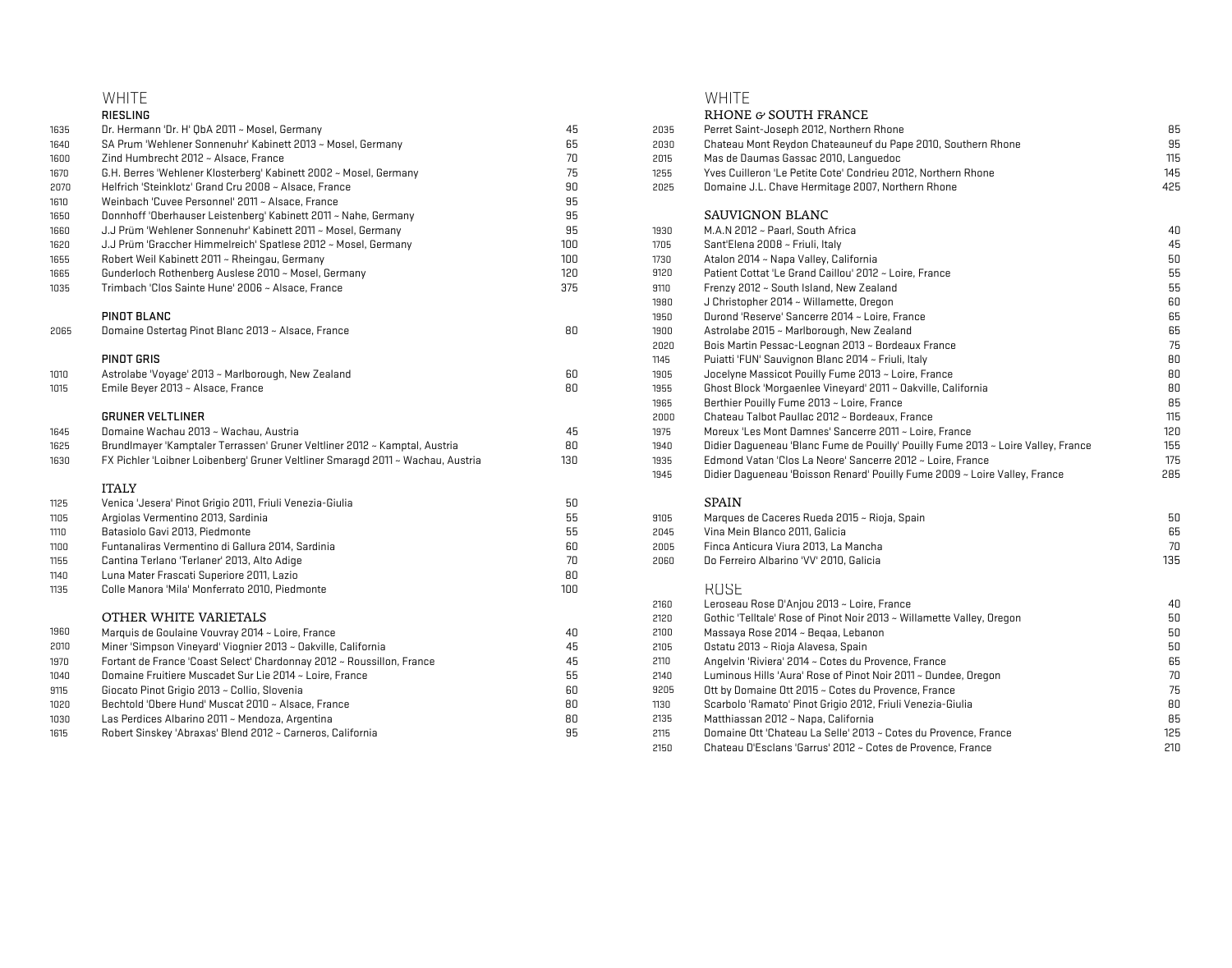# WHITE

## RIESLING

| Bin | Wine | Price |
|---|---|---|
| 1635 | Dr. Hermann 'Dr. H' QbA 2011 ~ Mosel, Germany | 45 |
| 1640 | SA Prum 'Wehlener Sonnenuhr' Kabinett 2013 ~ Mosel, Germany | 65 |
| 1600 | Zind Humbrecht 2012 ~ Alsace, France | 70 |
| 1670 | G.H. Berres 'Wehlener Klosterberg' Kabinett 2002 ~ Mosel, Germany | 75 |
| 2070 | Helfrich 'Steinklotz' Grand Cru 2008 ~ Alsace, France | 90 |
| 1610 | Weinbach 'Cuvee Personnel' 2011 ~ Alsace, France | 95 |
| 1650 | Donnhoff 'Oberhauser Leistenberg' Kabinett 2011 ~ Nahe, Germany | 95 |
| 1660 | J.J Prüm 'Wehlener Sonnenuhr' Kabinett 2011 ~ Mosel, Germany | 95 |
| 1620 | J.J Prüm 'Graccher Himmelreich' Spatlese 2012 ~ Mosel, Germany | 100 |
| 1655 | Robert Weil Kabinett 2011 ~ Rheingau, Germany | 100 |
| 1665 | Gunderloch Rothenberg Auslese 2010 ~ Mosel, Germany | 120 |
| 1035 | Trimbach 'Clos Sainte Hune' 2006 ~ Alsace, France | 375 |

## PINOT BLANC

| Bin | Wine | Price |
|---|---|---|
| 2065 | Domaine Ostertag Pinot Blanc 2013 ~ Alsace, France | 80 |

## PINOT GRIS

| Bin | Wine | Price |
|---|---|---|
| 1010 | Astrolabe 'Voyage' 2013 ~ Marlborough, New Zealand | 60 |
| 1015 | Emile Beyer 2013 ~ Alsace, France | 80 |

## GRUNER VELTLINER

| Bin | Wine | Price |
|---|---|---|
| 1645 | Domaine Wachau 2013 ~ Wachau, Austria | 45 |
| 1625 | Brundlmayer 'Kamptaler Terrassen' Gruner Veltliner 2012 ~ Kamptal, Austria | 80 |
| 1630 | FX Pichler 'Loibner Loibenberg' Gruner Veltliner Smaragd 2011 ~ Wachau, Austria | 130 |

## ITALY

| Bin | Wine | Price |
|---|---|---|
| 1125 | Venica 'Jesera' Pinot Grigio 2011, Friuli Venezia-Giulia | 50 |
| 1105 | Argiolas Vermentino 2013, Sardinia | 55 |
| 1110 | Batasiolo Gavi 2013, Piedmonte | 55 |
| 1100 | Funtanaliras Vermentino di Gallura 2014, Sardinia | 60 |
| 1155 | Cantina Terlano 'Terlaner' 2013, Alto Adige | 70 |
| 1140 | Luna Mater Frascati Superiore 2011, Lazio | 80 |
| 1135 | Colle Manora 'Mila' Monferrato 2010, Piedmonte | 100 |

## OTHER WHITE VARIETALS

| Bin | Wine | Price |
|---|---|---|
| 1960 | Marquis de Goulaine Vouvray 2014 ~ Loire, France | 40 |
| 2010 | Miner 'Simpson Vineyard' Viognier 2013 ~ Oakville, California | 45 |
| 1970 | Fortant de France 'Coast Select' Chardonnay 2012 ~ Roussillon, France | 45 |
| 1040 | Domaine Fruitiere Muscadet Sur Lie 2014 ~ Loire, France | 55 |
| 9115 | Giocato Pinot Grigio 2013 ~ Collio, Slovenia | 60 |
| 1020 | Bechtold 'Obere Hund' Muscat 2010 ~ Alsace, France | 80 |
| 1030 | Las Perdices Albarino 2011 ~ Mendoza, Argentina | 80 |
| 1615 | Robert Sinskey 'Abraxas' Blend 2012 ~ Carneros, California | 95 |

# WHITE

## RHONE & SOUTH FRANCE

| Bin | Wine | Price |
|---|---|---|
| 2035 | Perret Saint-Joseph 2012, Northern Rhone | 85 |
| 2030 | Chateau Mont Reydon Chateauneuf du Pape 2010, Southern Rhone | 95 |
| 2015 | Mas de Daumas Gassac 2010, Languedoc | 115 |
| 1255 | Yves Cuilleron 'Le Petite Cote' Condrieu 2012, Northern Rhone | 145 |
| 2025 | Domaine J.L. Chave Hermitage 2007, Northern Rhone | 425 |

## SAUVIGNON BLANC

| Bin | Wine | Price |
|---|---|---|
| 1930 | M.A.N 2012 ~ Paarl, South Africa | 40 |
| 1705 | Sant'Elena 2008 ~ Friuli, Italy | 45 |
| 1730 | Atalon 2014 ~ Napa Valley, California | 50 |
| 9120 | Patient Cottat 'Le Grand Caillou' 2012 ~ Loire, France | 55 |
| 9110 | Frenzy 2012 ~ South Island, New Zealand | 55 |
| 1980 | J Christopher 2014 ~ Willamette, Oregon | 60 |
| 1950 | Durond 'Reserve' Sancerre 2014 ~ Loire, France | 65 |
| 1900 | Astrolabe 2015 ~ Marlborough, New Zealand | 65 |
| 2020 | Bois Martin Pessac-Leognan 2013 ~ Bordeaux France | 75 |
| 1145 | Puiatti 'FUN' Sauvignon Blanc 2014 ~ Friuli, Italy | 80 |
| 1905 | Jocelyne Massicot Pouilly Fume 2013 ~ Loire, France | 80 |
| 1955 | Ghost Block 'Morgaenlee Vineyard' 2011 ~ Oakville, California | 80 |
| 1965 | Berthier Pouilly Fume 2013 ~ Loire, France | 85 |
| 2000 | Chateau Talbot Paullac 2012 ~ Bordeaux, France | 115 |
| 1975 | Moreux 'Les Mont Damnes' Sancerre 2011 ~ Loire, France | 120 |
| 1940 | Didier Dagueneau 'Blanc Fume de Pouilly' Pouilly Fume 2013 ~ Loire Valley, France | 155 |
| 1935 | Edmond Vatan 'Clos La Neore' Sancerre 2012 ~ Loire, France | 175 |
| 1945 | Didier Dagueneau 'Boisson Renard' Pouilly Fume 2009 ~ Loire Valley, France | 285 |

## SPAIN

| Bin | Wine | Price |
|---|---|---|
| 9105 | Marques de Caceres Rueda 2015 ~ Rioja, Spain | 50 |
| 2045 | Vina Mein Blanco 2011, Galicia | 65 |
| 2005 | Finca Anticura Viura 2013, La Mancha | 70 |
| 2060 | Do Ferreiro Albarino 'VV' 2010, Galicia | 135 |

# ROSE

| Bin | Wine | Price |
|---|---|---|
| 2160 | Leroseau Rose D'Anjou 2013 ~ Loire, France | 40 |
| 2120 | Gothic 'Telltale' Rose of Pinot Noir 2013 ~ Willamette Valley, Oregon | 50 |
| 2100 | Massaya Rose 2014 ~ Beqaa, Lebanon | 50 |
| 2105 | Ostatu 2013 ~ Rioja Alavesa, Spain | 50 |
| 2110 | Angelvin 'Riviera' 2014 ~ Cotes du Provence, France | 65 |
| 2140 | Luminous Hills 'Aura' Rose of Pinot Noir 2011 ~ Dundee, Oregon | 70 |
| 9205 | Ott by Domaine Ott 2015 ~ Cotes du Provence, France | 75 |
| 1130 | Scarbolo 'Ramato' Pinot Grigio 2012, Friuli Venezia-Giulia | 80 |
| 2135 | Matthiassan 2012 ~ Napa, California | 85 |
| 2115 | Domaine Ott 'Chateau La Selle' 2013 ~ Cotes du Provence, France | 125 |
| 2150 | Chateau D'Esclans 'Garrus' 2012 ~ Cotes de Provence, France | 210 |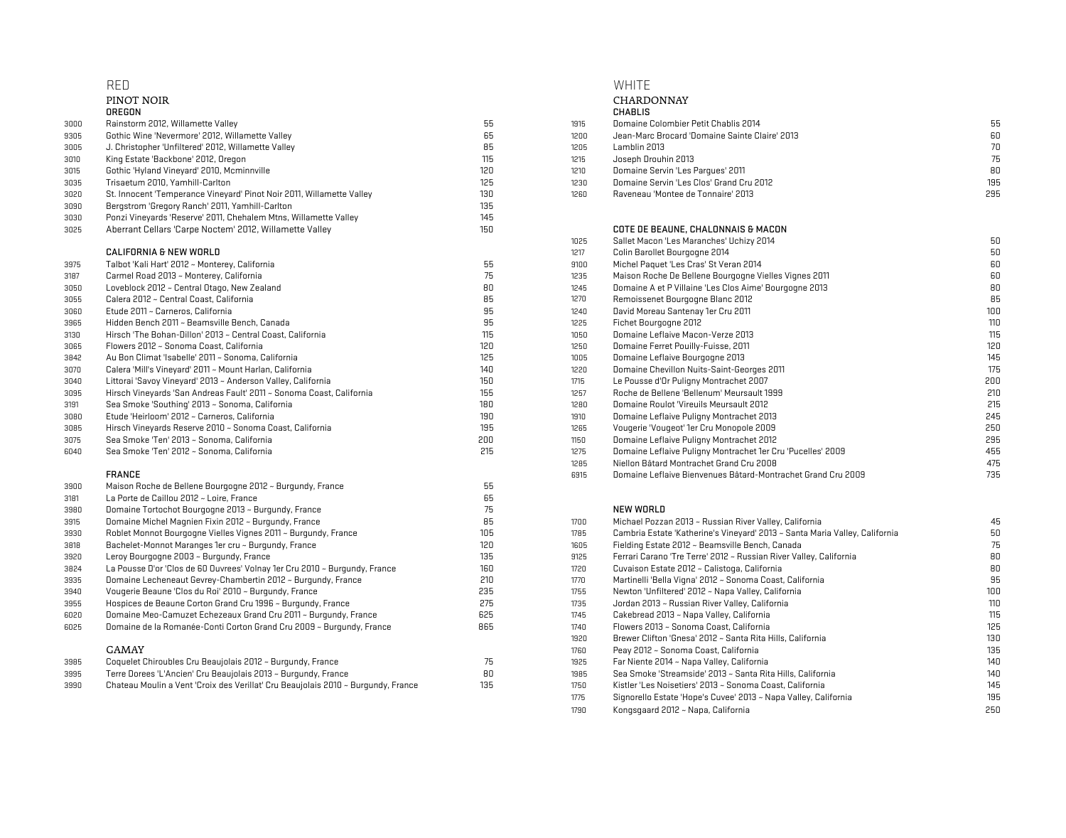# RED

## PINOT NOIR

### OREGON

| Bin | Wine | Price |
|---|---|---|
| 3000 | Rainstorm 2012, Willamette Valley | 55 |
| 9305 | Gothic Wine 'Nevermore' 2012, Willamette Valley | 65 |
| 3005 | J. Christopher 'Unfiltered' 2012, Willamette Valley | 85 |
| 3010 | King Estate 'Backbone' 2012, Oregon | 115 |
| 3015 | Gothic 'Hyland Vineyard' 2010, Mcminnville | 120 |
| 3035 | Trisaetum 2010, Yamhill-Carlton | 125 |
| 3020 | St. Innocent 'Temperance Vineyard' Pinot Noir 2011, Willamette Valley | 130 |
| 3090 | Bergstrom 'Gregory Ranch' 2011, Yamhill-Carlton | 135 |
| 3030 | Ponzi Vineyards 'Reserve' 2011, Chehalem Mtns, Willamette Valley | 145 |
| 3025 | Aberrant Cellars 'Carpe Noctem' 2012, Willamette Valley | 150 |

### CALIFORNIA & NEW WORLD

| Bin | Wine | Price |
|---|---|---|
| 3975 | Talbot 'Kali Hart' 2012 ~ Monterey, California | 55 |
| 3187 | Carmel Road 2013 ~ Monterey, California | 75 |
| 3050 | Loveblock 2012 ~ Central Otago, New Zealand | 80 |
| 3055 | Calera 2012 ~ Central Coast, California | 85 |
| 3060 | Etude 2011 ~ Carneros, California | 95 |
| 3965 | Hidden Bench 2011 ~ Beamsville Bench, Canada | 95 |
| 3130 | Hirsch 'The Bohan-Dillon' 2013 ~ Central Coast, California | 115 |
| 3065 | Flowers 2012 ~ Sonoma Coast, California | 120 |
| 3842 | Au Bon Climat 'Isabelle' 2011 ~ Sonoma, California | 125 |
| 3070 | Calera 'Mill's Vineyard' 2011 ~ Mount Harlan, California | 140 |
| 3040 | Littorai 'Savoy Vineyard' 2013 ~ Anderson Valley, California | 150 |
| 3095 | Hirsch Vineyards 'San Andreas Fault' 2011 ~ Sonoma Coast, California | 155 |
| 3191 | Sea Smoke 'Southing' 2013 ~ Sonoma, California | 180 |
| 3080 | Etude 'Heirloom' 2012 ~ Carneros, California | 190 |
| 3085 | Hirsch Vineyards Reserve 2010 ~ Sonoma Coast, California | 195 |
| 3075 | Sea Smoke 'Ten' 2013 ~ Sonoma, California | 200 |
| 6040 | Sea Smoke 'Ten' 2012 ~ Sonoma, California | 215 |

### FRANCE

| Bin | Wine | Price |
|---|---|---|
| 3900 | Maison Roche de Bellene Bourgogne 2012 ~ Burgundy, France | 55 |
| 3181 | La Porte de Caillou 2012 ~ Loire, France | 65 |
| 3980 | Domaine Tortochot Bourgogne 2013 ~ Burgundy, France | 75 |
| 3915 | Domaine Michel Magnien Fixin 2012 ~ Burgundy, France | 85 |
| 3930 | Roblet Monnot Bourgogne Vielles Vignes 2011 ~ Burgundy, France | 105 |
| 3818 | Bachelet-Monnot Maranges 1er cru ~ Burgundy, France | 120 |
| 3920 | Leroy Bourgogne 2003 ~ Burgundy, France | 135 |
| 3824 | La Pousse D'or 'Clos de 60 Ouvrees' Volnay 1er Cru 2010 ~ Burgundy, France | 160 |
| 3935 | Domaine Lecheneaut Gevrey-Chambertin 2012 ~ Burgundy, France | 210 |
| 3940 | Vougerie Beaune 'Clos du Roi' 2010 ~ Burgundy, France | 235 |
| 3955 | Hospices de Beaune Corton Grand Cru 1996 ~ Burgundy, France | 275 |
| 6020 | Domaine Meo-Camuzet Echezeaux Grand Cru 2011 ~ Burgundy, France | 625 |
| 6025 | Domaine de la Romanée-Conti Corton Grand Cru 2009 ~ Burgundy, France | 865 |

## GAMAY

| Bin | Wine | Price |
|---|---|---|
| 3985 | Coquelet Chiroubles Cru Beaujolais 2012 ~ Burgundy, France | 75 |
| 3995 | Terre Dorees 'L'Ancien' Cru Beaujolais 2013 ~ Burgundy, France | 80 |
| 3990 | Chateau Moulin a Vent 'Croix des Verillat' Cru Beaujolais 2010 ~ Burgundy, France | 135 |

# WHITE

## CHARDONNAY

### CHABLIS

| Bin | Wine | Price |
|---|---|---|
| 1915 | Domaine Colombier Petit Chablis 2014 | 55 |
| 1200 | Jean-Marc Brocard 'Domaine Sainte Claire' 2013 | 60 |
| 1205 | Lamblin 2013 | 70 |
| 1215 | Joseph Drouhin 2013 | 75 |
| 1210 | Domaine Servin 'Les Pargues' 2011 | 80 |
| 1230 | Domaine Servin 'Les Clos' Grand Cru 2012 | 195 |
| 1260 | Raveneau 'Montee de Tonnaire' 2013 | 295 |

### COTE DE BEAUNE, CHALONNAIS & MACON

| Bin | Wine | Price |
|---|---|---|
| 1025 | Sallet Macon 'Les Maranches' Uchizy 2014 | 50 |
| 1217 | Colin Barollet Bourgogne 2014 | 50 |
| 9100 | Michel Paquet 'Les Cras' St Veran 2014 | 60 |
| 1235 | Maison Roche De Bellene Bourgogne Vielles Vignes 2011 | 60 |
| 1245 | Domaine A et P Villaine 'Les Clos Aime' Bourgogne 2013 | 80 |
| 1270 | Remoissenet Bourgogne Blanc 2012 | 85 |
| 1240 | David Moreau Santenay 1er Cru 2011 | 100 |
| 1225 | Fichet Bourgogne 2012 | 110 |
| 1050 | Domaine Leflaive Macon-Verze 2013 | 115 |
| 1250 | Domaine Ferret Pouilly-Fuisse, 2011 | 120 |
| 1005 | Domaine Leflaive Bourgogne 2013 | 145 |
| 1220 | Domaine Chevillon Nuits-Saint-Georges 2011 | 175 |
| 1715 | Le Pousse d'Or Puligny Montrachet 2007 | 200 |
| 1257 | Roche de Bellene 'Bellenum' Meursault 1999 | 210 |
| 1280 | Domaine Roulot 'Vireuils Meursault 2012 | 215 |
| 1910 | Domaine Leflaive Puligny Montrachet 2013 | 245 |
| 1265 | Vougerie 'Vougeot' 1er Cru Monopole 2009 | 250 |
| 1150 | Domaine Leflaive Puligny Montrachet 2012 | 295 |
| 1275 | Domaine Leflaive Puligny Montrachet 1er Cru 'Pucelles' 2009 | 455 |
| 1285 | Niellon Bâtard Montrachet Grand Cru 2008 | 475 |
| 6915 | Domaine Leflaive Bienvenues Bâtard-Montrachet Grand Cru 2009 | 735 |

### NEW WORLD

| Bin | Wine | Price |
|---|---|---|
| 1700 | Michael Pozzan 2013 ~ Russian River Valley, California | 45 |
| 1785 | Cambria Estate 'Katherine's Vineyard' 2013 ~ Santa Maria Valley, California | 50 |
| 1605 | Fielding Estate 2012 ~ Beamsville Bench, Canada | 75 |
| 9125 | Ferrari Carano 'Tre Terre' 2012 ~ Russian River Valley, California | 80 |
| 1720 | Cuvaison Estate 2012 ~ Calistoga, California | 80 |
| 1770 | Martinelli 'Bella Vigna' 2012 ~ Sonoma Coast, California | 95 |
| 1755 | Newton 'Unfiltered' 2012 ~ Napa Valley, California | 100 |
| 1735 | Jordan 2013 ~ Russian River Valley, California | 110 |
| 1745 | Cakebread 2013 ~ Napa Valley, California | 115 |
| 1740 | Flowers 2013 ~ Sonoma Coast, California | 125 |
| 1920 | Brewer Clifton 'Gnesa' 2012 ~ Santa Rita Hills, California | 130 |
| 1760 | Peay 2012 ~ Sonoma Coast, California | 135 |
| 1925 | Far Niente 2014 ~ Napa Valley, California | 140 |
| 1985 | Sea Smoke 'Streamside' 2013 ~ Santa Rita Hills, California | 140 |
| 1750 | Kistler 'Les Noisetiers' 2013 ~ Sonoma Coast, California | 145 |
| 1775 | Signorello Estate 'Hope's Cuvee' 2013 ~ Napa Valley, California | 195 |
| 1790 | Kongsgaard 2012 ~ Napa, California | 250 |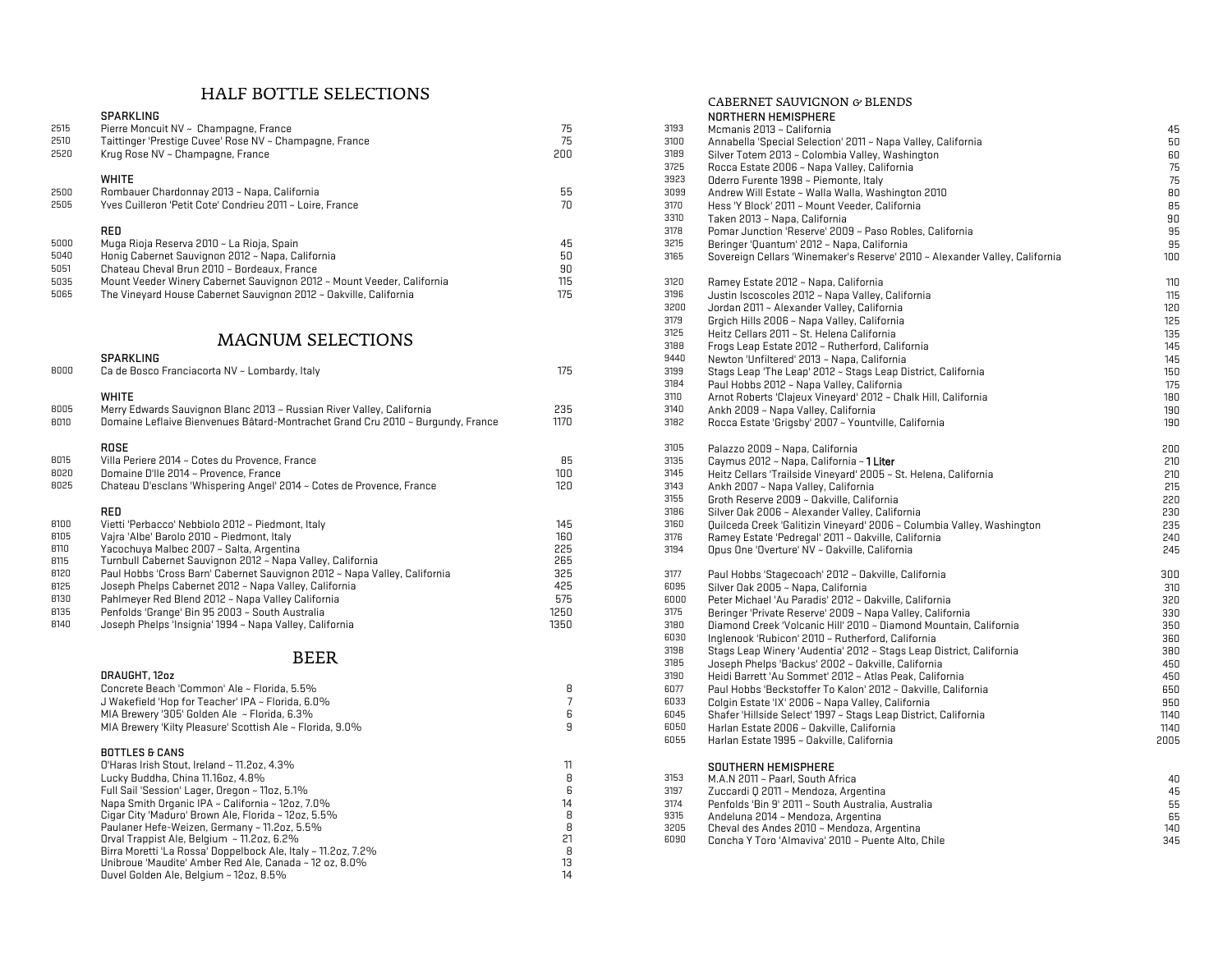# HALF BOTTLE SELECTIONS

### SPARKLING

| | | |
|---|---|---|
| 2515 | Pierre Moncuit NV ~ Champagne, France | 75 |
| 2510 | Taittinger 'Prestige Cuvee' Rose NV ~ Champagne, France | 75 |
| 2520 | Krug Rose NV ~ Champagne, France | 200 |

### WHITE

| | | |
|---|---|---|
| 2500 | Rombauer Chardonnay 2013 ~ Napa, California | 55 |
| 2505 | Yves Cuilleron 'Petit Cote' Condrieu 2011 ~ Loire, France | 70 |

### RED

| | | |
|---|---|---|
| 5000 | Muga Rioja Reserva 2010 ~ La Rioja, Spain | 45 |
| 5040 | Honig Cabernet Sauvignon 2012 ~ Napa, California | 50 |
| 5051 | Chateau Cheval Brun 2010 ~ Bordeaux, France | 90 |
| 5035 | Mount Veeder Winery Cabernet Sauvignon 2012 ~ Mount Veeder, California | 115 |
| 5065 | The Vineyard House Cabernet Sauvignon 2012 ~ Oakville, California | 175 |

# MAGNUM SELECTIONS

### SPARKLING

| | | |
|---|---|---|
| 8000 | Ca de Bosco Franciacorta NV ~ Lombardy, Italy | 175 |

### WHITE

| | | |
|---|---|---|
| 8005 | Merry Edwards Sauvignon Blanc 2013 ~ Russian River Valley, California | 235 |
| 8010 | Domaine Leflaive Bienvenues Bâtard-Montrachet Grand Cru 2010 ~ Burgundy, France | 1170 |

### ROSE

| | | |
|---|---|---|
| 8015 | Villa Periere 2014 ~ Cotes du Provence, France | 85 |
| 8020 | Domaine D'Ile 2014 ~ Provence, France | 100 |
| 8025 | Chateau D'esclans 'Whispering Angel' 2014 ~ Cotes de Provence, France | 120 |

### RED

| | | |
|---|---|---|
| 8100 | Vietti 'Perbacco' Nebbiolo 2012 ~ Piedmont, Italy | 145 |
| 8105 | Vajra 'Albe' Barolo 2010 ~ Piedmont, Italy | 160 |
| 8110 | Yacochuya Malbec 2007 ~ Salta, Argentina | 225 |
| 8115 | Turnbull Cabernet Sauvignon 2012 ~ Napa Valley, California | 265 |
| 8120 | Paul Hobbs 'Cross Barn' Cabernet Sauvignon 2012 ~ Napa Valley, California | 325 |
| 8125 | Joseph Phelps Cabernet 2012 ~ Napa Valley, California | 425 |
| 8130 | Pahlmeyer Red Blend 2012 ~ Napa Valley California | 575 |
| 8135 | Penfolds 'Grange' Bin 95 2003 ~ South Australia | 1250 |
| 8140 | Joseph Phelps 'Insignia' 1994 ~ Napa Valley, California | 1350 |

# BEER

### DRAUGHT, 12oz

| | |
|---|---|
| Concrete Beach 'Common' Ale ~ Florida, 5.5% | 8 |
| J Wakefield 'Hop for Teacher' IPA ~ Florida, 6.0% | 7 |
| MIA Brewery '305' Golden Ale ~ Florida, 6.3% | 6 |
| MIA Brewery 'Kilty Pleasure' Scottish Ale ~ Florida, 9.0% | 9 |

### BOTTLES & CANS

| | |
|---|---|
| O'Haras Irish Stout, Ireland ~ 11.2oz, 4.3% | 11 |
| Lucky Buddha, China 11.16oz, 4.8% | 8 |
| Full Sail 'Session' Lager, Oregon ~ 11oz, 5.1% | 6 |
| Napa Smith Organic IPA ~ California ~ 12oz, 7.0% | 14 |
| Cigar City 'Maduro' Brown Ale, Florida ~ 12oz, 5.5% | 8 |
| Paulaner Hefe-Weizen, Germany ~ 11.2oz, 5.5% | 8 |
| Orval Trappist Ale, Belgium ~ 11.2oz, 6.2% | 21 |
| Birra Moretti 'La Rossa' Doppelbock Ale, Italy ~ 11.2oz, 7.2% | 8 |
| Unibroue 'Maudite' Amber Red Ale, Canada ~ 12 oz, 8.0% | 13 |
| Duvel Golden Ale, Belgium ~ 12oz, 8.5% | 14 |

## CABERNET SAUVIGNON & BLENDS

### NORTHERN HEMISPHERE

| | | |
|---|---|---|
| 3193 | Mcmanis 2013 ~ California | 45 |
| 3100 | Annabella 'Special Selection' 2011 ~ Napa Valley, California | 50 |
| 3189 | Silver Totem 2013 ~ Colombia Valley, Washington | 60 |
| 3725 | Rocca Estate 2006 ~ Napa Valley, California | 75 |
| 3923 | Oderro Furente 1998 ~ Piemonte, Italy | 75 |
| 3099 | Andrew Will Estate ~ Walla Walla, Washington 2010 | 80 |
| 3170 | Hess 'Y Block' 2011 ~ Mount Veeder, California | 85 |
| 3310 | Taken 2013 ~ Napa, California | 90 |
| 3178 | Pomar Junction 'Reserve' 2009 ~ Paso Robles, California | 95 |
| 3215 | Beringer 'Quantum' 2012 ~ Napa, California | 95 |
| 3165 | Sovereign Cellars 'Winemaker's Reserve' 2010 ~ Alexander Valley, California | 100 |
| 3120 | Ramey Estate 2012 ~ Napa, California | 110 |
| 3196 | Justin Iscoscoles 2012 ~ Napa Valley, California | 115 |
| 3200 | Jordan 2011 ~ Alexander Valley, California | 120 |
| 3179 | Grgich Hills 2006 ~ Napa Valley, California | 125 |
| 3125 | Heitz Cellars 2011 ~ St. Helena California | 135 |
| 3188 | Frogs Leap Estate 2012 ~ Rutherford, California | 145 |
| 9440 | Newton 'Unfiltered' 2013 ~ Napa, California | 145 |
| 3199 | Stags Leap 'The Leap' 2012 ~ Stags Leap District, California | 150 |
| 3184 | Paul Hobbs 2012 ~ Napa Valley, California | 175 |
| 3110 | Arnot Roberts 'Clajeux Vineyard' 2012 ~ Chalk Hill, California | 180 |
| 3140 | Ankh 2009 ~ Napa Valley, California | 190 |
| 3182 | Rocca Estate 'Grigsby' 2007 ~ Yountville, California | 190 |
| 3105 | Palazzo 2009 ~ Napa, California | 200 |
| 3135 | Caymus 2012 ~ Napa, California ~ **1 Liter** | 210 |
| 3145 | Heitz Cellars 'Trailside Vineyard' 2005 ~ St. Helena, California | 210 |
| 3143 | Ankh 2007 ~ Napa Valley, California | 215 |
| 3155 | Groth Reserve 2009 ~ Oakville, California | 220 |
| 3186 | Silver Oak 2006 ~ Alexander Valley, California | 230 |
| 3160 | Quilceda Creek 'Galitizin Vineyard' 2006 ~ Columbia Valley, Washington | 235 |
| 3176 | Ramey Estate 'Pedregal' 2011 ~ Oakville, California | 240 |
| 3194 | Opus One 'Overture' NV ~ Oakville, California | 245 |
| 3177 | Paul Hobbs 'Stagecoach' 2012 ~ Oakville, California | 300 |
| 6095 | Silver Oak 2005 ~ Napa, California | 310 |
| 6000 | Peter Michael 'Au Paradis' 2012 ~ Oakville, California | 320 |
| 3175 | Beringer 'Private Reserve' 2009 ~ Napa Valley, California | 330 |
| 3180 | Diamond Creek 'Volcanic Hill' 2010 ~ Diamond Mountain, California | 350 |
| 6030 | Inglenook 'Rubicon' 2010 ~ Rutherford, California | 360 |
| 3198 | Stags Leap Winery 'Audentia' 2012 ~ Stags Leap District, California | 380 |
| 3185 | Joseph Phelps 'Backus' 2002 ~ Oakville, California | 450 |
| 3190 | Heidi Barrett 'Au Sommet' 2012 ~ Atlas Peak, California | 450 |
| 6077 | Paul Hobbs 'Beckstoffer To Kalon' 2012 ~ Oakville, California | 650 |
| 6033 | Colgin Estate 'IX' 2006 ~ Napa Valley, California | 950 |
| 6045 | Shafer 'Hillside Select' 1997 ~ Stags Leap District, California | 1140 |
| 6050 | Harlan Estate 2006 ~ Oakville, California | 1140 |
| 6055 | Harlan Estate 1995 ~ Oakville, California | 2005 |

### SOUTHERN HEMISPHERE

| | | |
|---|---|---|
| 3153 | M.A.N 2011 ~ Paarl, South Africa | 40 |
| 3197 | Zuccardi Q 2011 ~ Mendoza, Argentina | 45 |
| 3174 | Penfolds 'Bin 9' 2011 ~ South Australia, Australia | 55 |
| 9315 | Andeluna 2014 ~ Mendoza, Argentina | 65 |
| 3205 | Cheval des Andes 2010 ~ Mendoza, Argentina | 140 |
| 6090 | Concha Y Toro 'Almaviva' 2010 ~ Puente Alto, Chile | 345 |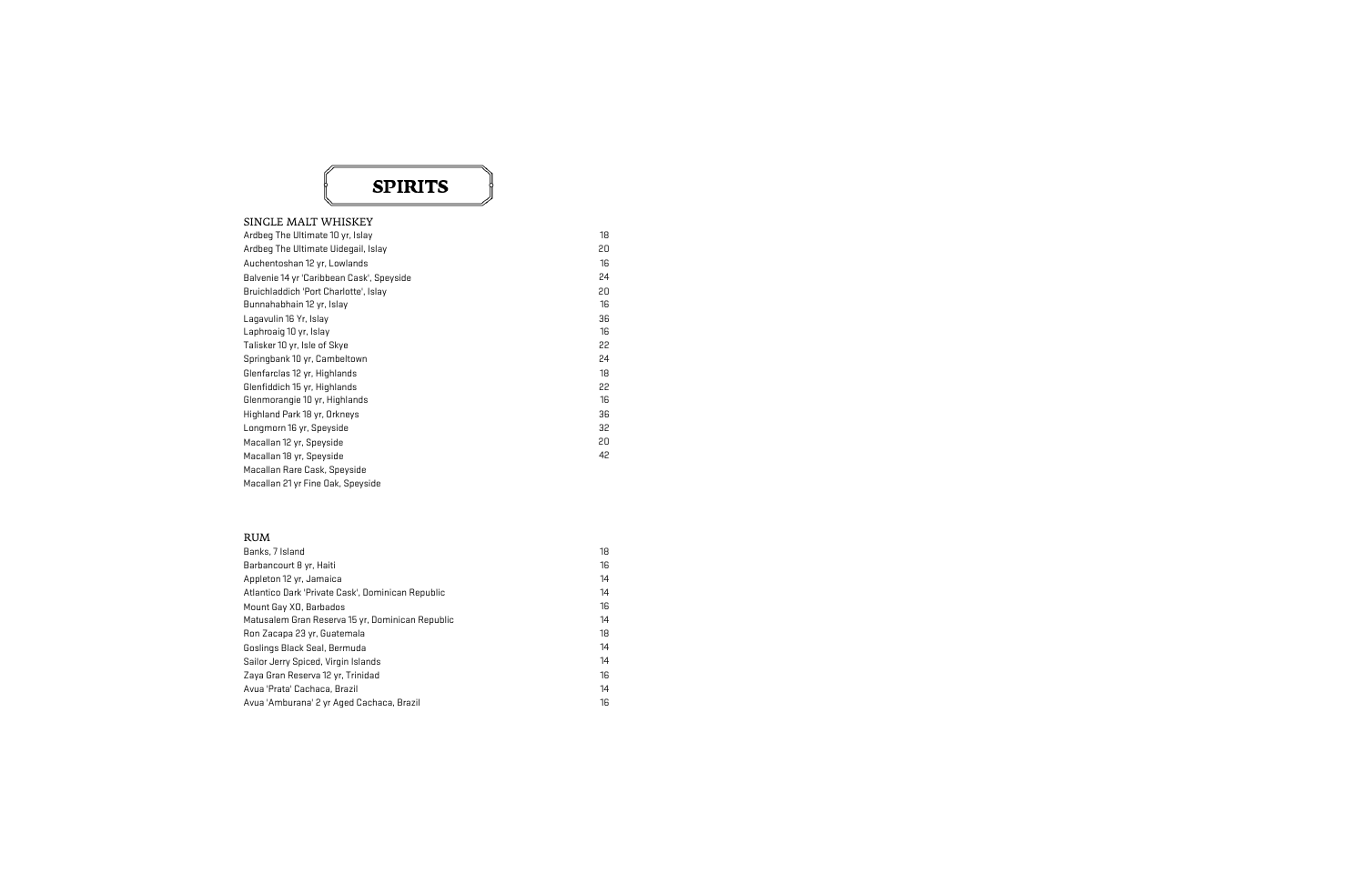# SPIRITS

## SINGLE MALT WHISKEY

| | |
|---|---|
| Ardbeg The Ultimate 10 yr, Islay | 18 |
| Ardbeg The Ultimate Uidegail, Islay | 20 |
| Auchentoshan 12 yr, Lowlands | 16 |
| Balvenie 14 yr 'Caribbean Cask', Speyside | 24 |
| Bruichladdich 'Port Charlotte', Islay | 20 |
| Bunnahabhain 12 yr, Islay | 16 |
| Lagavulin 16 Yr, Islay | 36 |
| Laphroaig 10 yr, Islay | 16 |
| Talisker 10 yr, Isle of Skye | 22 |
| Springbank 10 yr, Cambeltown | 24 |
| Glenfarclas 12 yr, Highlands | 18 |
| Glenfiddich 15 yr, Highlands | 22 |
| Glenmorangie 10 yr, Highlands | 16 |
| Highland Park 18 yr, Orkneys | 36 |
| Longmorn 16 yr, Speyside | 32 |
| Macallan 12 yr, Speyside | 20 |
| Macallan 18 yr, Speyside | 42 |
| Macallan Rare Cask, Speyside | |
| Macallan 21 yr Fine Oak, Speyside | |

## RUM

| | |
|---|---|
| Banks, 7 Island | 18 |
| Barbancourt 8 yr, Haiti | 16 |
| Appleton 12 yr, Jamaica | 14 |
| Atlantico Dark 'Private Cask', Dominican Republic | 14 |
| Mount Gay XO, Barbados | 16 |
| Matusalem Gran Reserva 15 yr, Dominican Republic | 14 |
| Ron Zacapa 23 yr, Guatemala | 18 |
| Goslings Black Seal, Bermuda | 14 |
| Sailor Jerry Spiced, Virgin Islands | 14 |
| Zaya Gran Reserva 12 yr, Trinidad | 16 |
| Avua 'Prata' Cachaca, Brazil | 14 |
| Avua 'Amburana' 2 yr Aged Cachaca, Brazil | 16 |